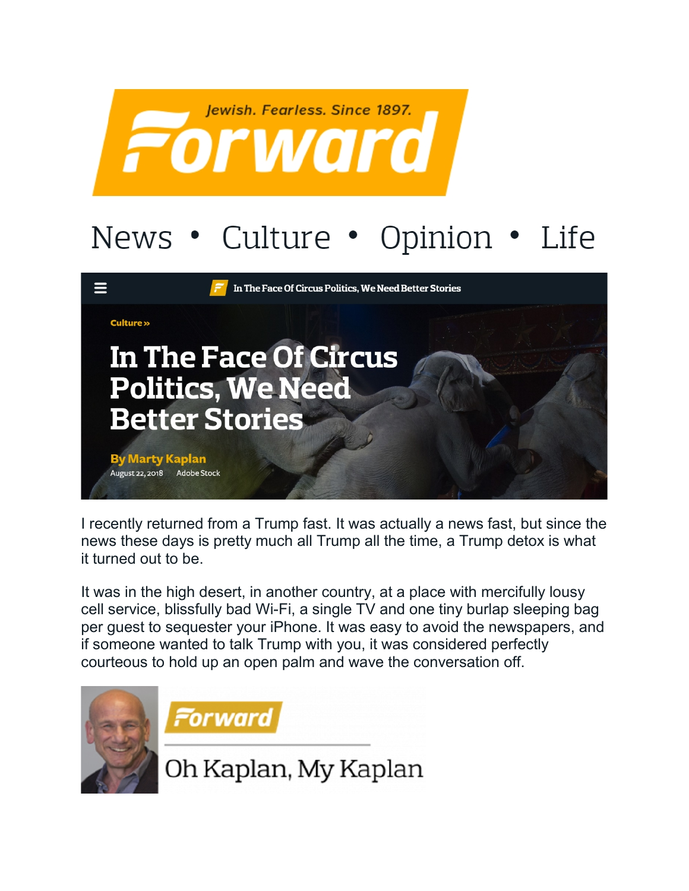Jewish. Fearless. Since 1897.

Forward

News • Culture • Opinion • Life

Culture »

# In The Face Of Circus Politics, We Need Better Stories

**By Marty Kaplan**

August 22, 2018 Adobe Stock

I recently returned from a Trump fast. It was actually a news fast, but since the news these days is pretty much all Trump all the time, a Trump detox is what it turned out to be.

It was in the high desert, in another country, at a place with mercifully lousy cell service, blissfully bad Wi-Fi, a single TV and one tiny burlap sleeping bag per guest to sequester your iPhone. It was easy to avoid the newspapers, and if someone wanted to talk Trump with you, it was considered perfectly courteous to hold up an open palm and wave the conversation off.

Forward

Oh Kaplan, My Kaplan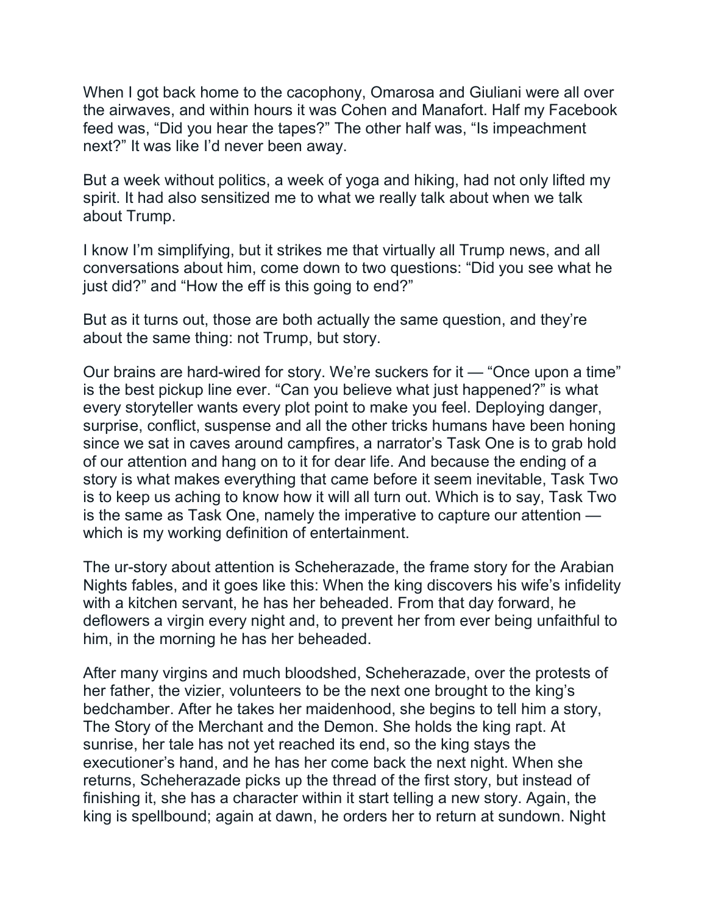When I got back home to the cacophony, Omarosa and Giuliani were all over the airwaves, and within hours it was Cohen and Manafort. Half my Facebook feed was, "Did you hear the tapes?" The other half was, "Is impeachment next?" It was like I'd never been away.

But a week without politics, a week of yoga and hiking, had not only lifted my spirit. It had also sensitized me to what we really talk about when we talk about Trump.

I know I'm simplifying, but it strikes me that virtually all Trump news, and all conversations about him, come down to two questions: "Did you see what he just did?" and "How the eff is this going to end?"

But as it turns out, those are both actually the same question, and they're about the same thing: not Trump, but story.

Our brains are hard-wired for story. We're suckers for it — "Once upon a time" is the best pickup line ever. "Can you believe what just happened?" is what every storyteller wants every plot point to make you feel. Deploying danger, surprise, conflict, suspense and all the other tricks humans have been honing since we sat in caves around campfires, a narrator's Task One is to grab hold of our attention and hang on to it for dear life. And because the ending of a story is what makes everything that came before it seem inevitable, Task Two is to keep us aching to know how it will all turn out. Which is to say, Task Two is the same as Task One, namely the imperative to capture our attention — which is my working definition of entertainment.

The ur-story about attention is Scheherazade, the frame story for the Arabian Nights fables, and it goes like this: When the king discovers his wife's infidelity with a kitchen servant, he has her beheaded. From that day forward, he deflowers a virgin every night and, to prevent her from ever being unfaithful to him, in the morning he has her beheaded.

After many virgins and much bloodshed, Scheherazade, over the protests of her father, the vizier, volunteers to be the next one brought to the king's bedchamber. After he takes her maidenhood, she begins to tell him a story, The Story of the Merchant and the Demon. She holds the king rapt. At sunrise, her tale has not yet reached its end, so the king stays the executioner's hand, and he has her come back the next night. When she returns, Scheherazade picks up the thread of the first story, but instead of finishing it, she has a character within it start telling a new story. Again, the king is spellbound; again at dawn, he orders her to return at sundown. Night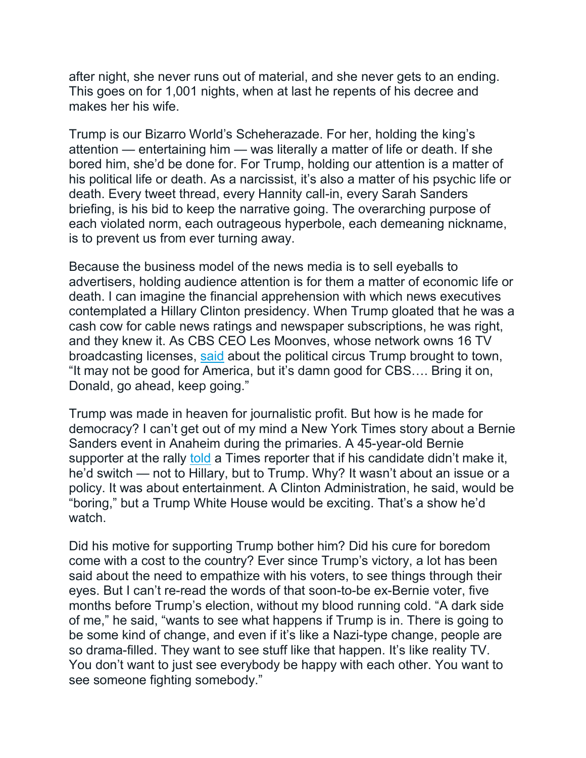after night, she never runs out of material, and she never gets to an ending. This goes on for 1,001 nights, when at last he repents of his decree and makes her his wife.

Trump is our Bizarro World's Scheherazade. For her, holding the king's attention — entertaining him — was literally a matter of life or death. If she bored him, she'd be done for. For Trump, holding our attention is a matter of his political life or death. As a narcissist, it's also a matter of his psychic life or death. Every tweet thread, every Hannity call-in, every Sarah Sanders briefing, is his bid to keep the narrative going. The overarching purpose of each violated norm, each outrageous hyperbole, each demeaning nickname, is to prevent us from ever turning away.

Because the business model of the news media is to sell eyeballs to advertisers, holding audience attention is for them a matter of economic life or death. I can imagine the financial apprehension with which news executives contemplated a Hillary Clinton presidency. When Trump gloated that he was a cash cow for cable news ratings and newspaper subscriptions, he was right, and they knew it. As CBS CEO Les Moonves, whose network owns 16 TV broadcasting licenses, said about the political circus Trump brought to town, "It may not be good for America, but it's damn good for CBS…. Bring it on, Donald, go ahead, keep going."

Trump was made in heaven for journalistic profit. But how is he made for democracy? I can't get out of my mind a New York Times story about a Bernie Sanders event in Anaheim during the primaries. A 45-year-old Bernie supporter at the rally told a Times reporter that if his candidate didn't make it, he'd switch — not to Hillary, but to Trump. Why? It wasn't about an issue or a policy. It was about entertainment. A Clinton Administration, he said, would be "boring," but a Trump White House would be exciting. That's a show he'd watch.

Did his motive for supporting Trump bother him? Did his cure for boredom come with a cost to the country? Ever since Trump's victory, a lot has been said about the need to empathize with his voters, to see things through their eyes. But I can't re-read the words of that soon-to-be ex-Bernie voter, five months before Trump's election, without my blood running cold. "A dark side of me," he said, "wants to see what happens if Trump is in. There is going to be some kind of change, and even if it's like a Nazi-type change, people are so drama-filled. They want to see stuff like that happen. It's like reality TV. You don't want to just see everybody be happy with each other. You want to see someone fighting somebody."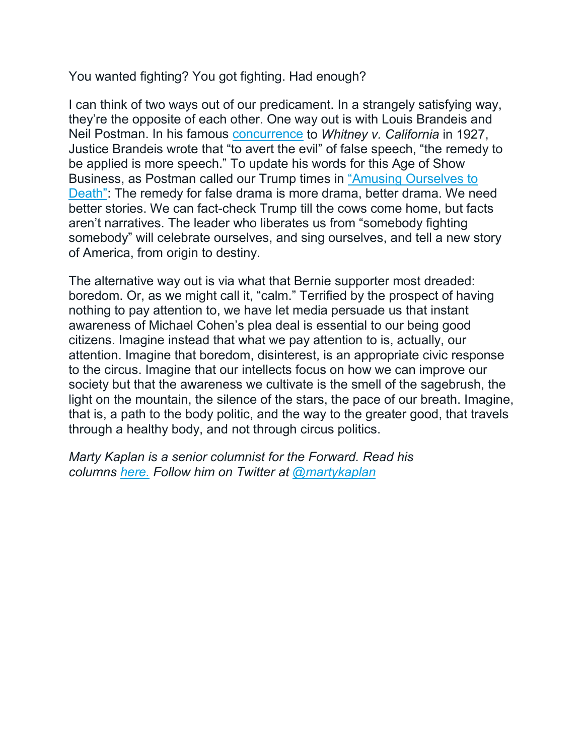You wanted fighting? You got fighting. Had enough?

I can think of two ways out of our predicament. In a strangely satisfying way, they're the opposite of each other. One way out is with Louis Brandeis and Neil Postman. In his famous concurrence to *Whitney v. California* in 1927, Justice Brandeis wrote that "to avert the evil" of false speech, "the remedy to be applied is more speech." To update his words for this Age of Show Business, as Postman called our Trump times in "Amusing Ourselves to Death": The remedy for false drama is more drama, better drama. We need better stories. We can fact-check Trump till the cows come home, but facts aren't narratives. The leader who liberates us from "somebody fighting somebody" will celebrate ourselves, and sing ourselves, and tell a new story of America, from origin to destiny.

The alternative way out is via what that Bernie supporter most dreaded: boredom. Or, as we might call it, "calm." Terrified by the prospect of having nothing to pay attention to, we have let media persuade us that instant awareness of Michael Cohen's plea deal is essential to our being good citizens. Imagine instead that what we pay attention to is, actually, our attention. Imagine that boredom, disinterest, is an appropriate civic response to the circus. Imagine that our intellects focus on how we can improve our society but that the awareness we cultivate is the smell of the sagebrush, the light on the mountain, the silence of the stars, the pace of our breath. Imagine, that is, a path to the body politic, and the way to the greater good, that travels through a healthy body, and not through circus politics.

*Marty Kaplan is a senior columnist for the Forward. Read his columns here. Follow him on Twitter at @martykaplan*